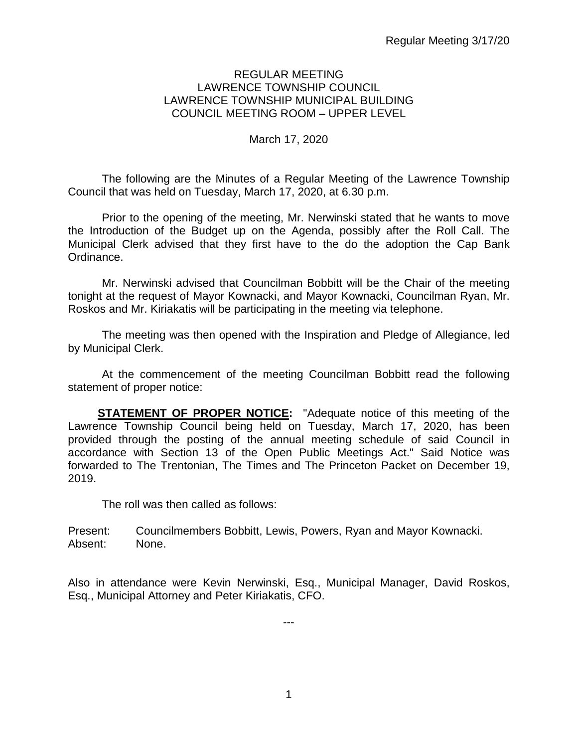REGULAR MEETING
LAWRENCE TOWNSHIP COUNCIL
LAWRENCE TOWNSHIP MUNICIPAL BUILDING
COUNCIL MEETING ROOM – UPPER LEVEL

March 17, 2020

The following are the Minutes of a Regular Meeting of the Lawrence Township Council that was held on Tuesday, March 17, 2020, at 6.30 p.m.

Prior to the opening of the meeting, Mr. Nerwinski stated that he wants to move the Introduction of the Budget up on the Agenda, possibly after the Roll Call. The Municipal Clerk advised that they first have to the do the adoption the Cap Bank Ordinance.

Mr. Nerwinski advised that Councilman Bobbitt will be the Chair of the meeting tonight at the request of Mayor Kownacki, and Mayor Kownacki, Councilman Ryan, Mr. Roskos and Mr. Kiriakatis will be participating in the meeting via telephone.

The meeting was then opened with the Inspiration and Pledge of Allegiance, led by Municipal Clerk.

At the commencement of the meeting Councilman Bobbitt read the following statement of proper notice:

**STATEMENT OF PROPER NOTICE:** "Adequate notice of this meeting of the Lawrence Township Council being held on Tuesday, March 17, 2020, has been provided through the posting of the annual meeting schedule of said Council in accordance with Section 13 of the Open Public Meetings Act." Said Notice was forwarded to The Trentonian, The Times and The Princeton Packet on December 19, 2019.

The roll was then called as follows:

Present: Councilmembers Bobbitt, Lewis, Powers, Ryan and Mayor Kownacki.
Absent: None.

Also in attendance were Kevin Nerwinski, Esq., Municipal Manager, David Roskos, Esq., Municipal Attorney and Peter Kiriakatis, CFO.

---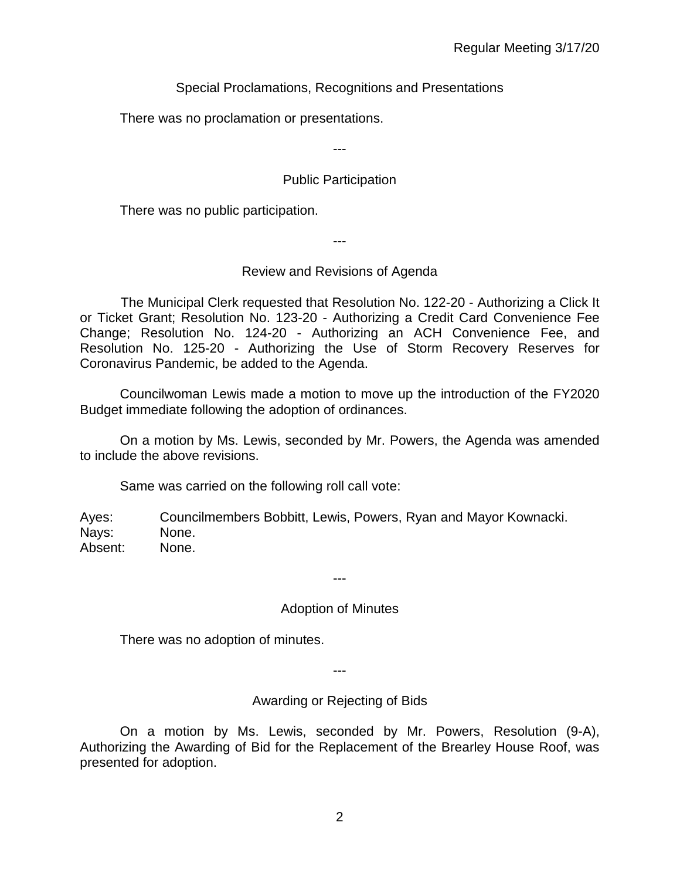## Special Proclamations, Recognitions and Presentations

There was no proclamation or presentations.

---

## Public Participation

There was no public participation.

---

## Review and Revisions of Agenda

The Municipal Clerk requested that Resolution No. 122-20 - Authorizing a Click It or Ticket Grant; Resolution No. 123-20 - Authorizing a Credit Card Convenience Fee Change; Resolution No. 124-20 - Authorizing an ACH Convenience Fee, and Resolution No. 125-20 - Authorizing the Use of Storm Recovery Reserves for Coronavirus Pandemic, be added to the Agenda.

Councilwoman Lewis made a motion to move up the introduction of the FY2020 Budget immediate following the adoption of ordinances.

On a motion by Ms. Lewis, seconded by Mr. Powers, the Agenda was amended to include the above revisions.

Same was carried on the following roll call vote:

Ayes: Councilmembers Bobbitt, Lewis, Powers, Ryan and Mayor Kownacki.
Nays: None.
Absent: None.

---

## Adoption of Minutes

There was no adoption of minutes.

---

## Awarding or Rejecting of Bids

On a motion by Ms. Lewis, seconded by Mr. Powers, Resolution (9-A), Authorizing the Awarding of Bid for the Replacement of the Brearley House Roof, was presented for adoption.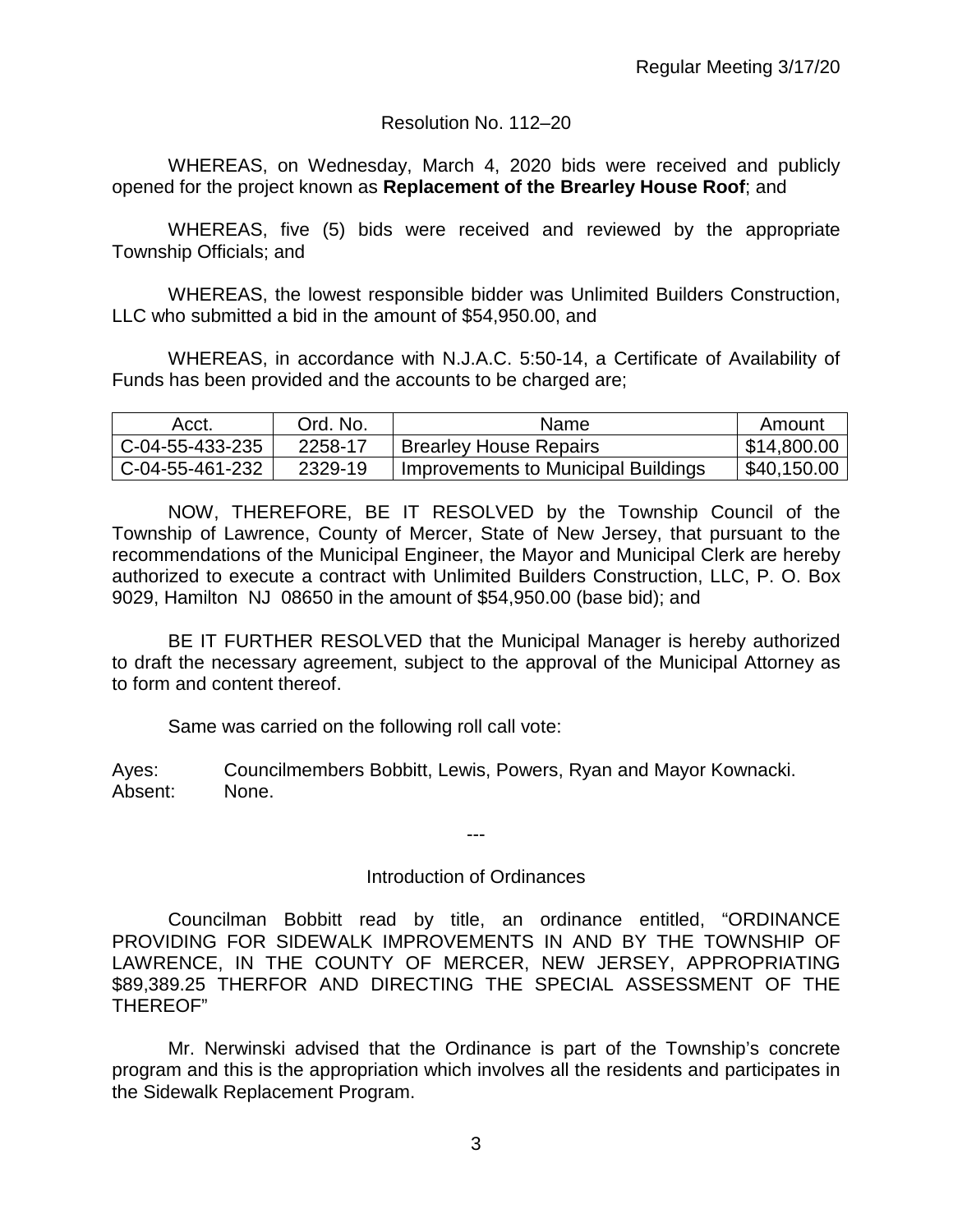Resolution No. 112–20

WHEREAS, on Wednesday, March 4, 2020 bids were received and publicly opened for the project known as **Replacement of the Brearley House Roof**; and

WHEREAS, five (5) bids were received and reviewed by the appropriate Township Officials; and

WHEREAS, the lowest responsible bidder was Unlimited Builders Construction, LLC who submitted a bid in the amount of $54,950.00, and

WHEREAS, in accordance with N.J.A.C. 5:50-14, a Certificate of Availability of Funds has been provided and the accounts to be charged are;

| Acct. | Ord. No. | Name | Amount |
|---|---|---|---|
| C-04-55-433-235 | 2258-17 | Brearley House Repairs | $14,800.00 |
| C-04-55-461-232 | 2329-19 | Improvements to Municipal Buildings | $40,150.00 |

NOW, THEREFORE, BE IT RESOLVED by the Township Council of the Township of Lawrence, County of Mercer, State of New Jersey, that pursuant to the recommendations of the Municipal Engineer, the Mayor and Municipal Clerk are hereby authorized to execute a contract with Unlimited Builders Construction, LLC, P. O. Box 9029, Hamilton NJ 08650 in the amount of $54,950.00 (base bid); and

BE IT FURTHER RESOLVED that the Municipal Manager is hereby authorized to draft the necessary agreement, subject to the approval of the Municipal Attorney as to form and content thereof.

Same was carried on the following roll call vote:

Ayes: Councilmembers Bobbitt, Lewis, Powers, Ryan and Mayor Kownacki.
Absent: None.

---

Introduction of Ordinances

Councilman Bobbitt read by title, an ordinance entitled, "ORDINANCE PROVIDING FOR SIDEWALK IMPROVEMENTS IN AND BY THE TOWNSHIP OF LAWRENCE, IN THE COUNTY OF MERCER, NEW JERSEY, APPROPRIATING $89,389.25 THERFOR AND DIRECTING THE SPECIAL ASSESSMENT OF THE THEREOF"

Mr. Nerwinski advised that the Ordinance is part of the Township's concrete program and this is the appropriation which involves all the residents and participates in the Sidewalk Replacement Program.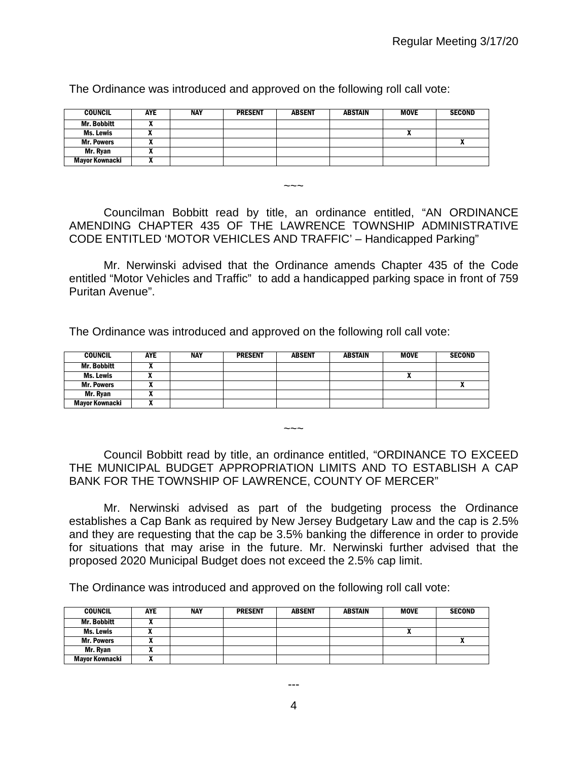The Ordinance was introduced and approved on the following roll call vote:

| COUNCIL | AYE | NAY | PRESENT | ABSENT | ABSTAIN | MOVE | SECOND |
|---|---|---|---|---|---|---|---|
| Mr. Bobbitt | X | | | | | | |
| Ms. Lewis | X | | | | | X | |
| Mr. Powers | X | | | | | | X |
| Mr. Ryan | X | | | | | | |
| Mayor Kownacki | X | | | | | | |

~~~

Councilman Bobbitt read by title, an ordinance entitled, "AN ORDINANCE AMENDING CHAPTER 435 OF THE LAWRENCE TOWNSHIP ADMINISTRATIVE CODE ENTITLED 'MOTOR VEHICLES AND TRAFFIC' – Handicapped Parking"

Mr. Nerwinski advised that the Ordinance amends Chapter 435 of the Code entitled "Motor Vehicles and Traffic" to add a handicapped parking space in front of 759 Puritan Avenue".

The Ordinance was introduced and approved on the following roll call vote:

| COUNCIL | AYE | NAY | PRESENT | ABSENT | ABSTAIN | MOVE | SECOND |
|---|---|---|---|---|---|---|---|
| Mr. Bobbitt | X | | | | | | |
| Ms. Lewis | X | | | | | X | |
| Mr. Powers | X | | | | | | X |
| Mr. Ryan | X | | | | | | |
| Mayor Kownacki | X | | | | | | |

~~~

Council Bobbitt read by title, an ordinance entitled, "ORDINANCE TO EXCEED THE MUNICIPAL BUDGET APPROPRIATION LIMITS AND TO ESTABLISH A CAP BANK FOR THE TOWNSHIP OF LAWRENCE, COUNTY OF MERCER"

Mr. Nerwinski advised as part of the budgeting process the Ordinance establishes a Cap Bank as required by New Jersey Budgetary Law and the cap is 2.5% and they are requesting that the cap be 3.5% banking the difference in order to provide for situations that may arise in the future. Mr. Nerwinski further advised that the proposed 2020 Municipal Budget does not exceed the 2.5% cap limit.

The Ordinance was introduced and approved on the following roll call vote:

| COUNCIL | AYE | NAY | PRESENT | ABSENT | ABSTAIN | MOVE | SECOND |
|---|---|---|---|---|---|---|---|
| Mr. Bobbitt | X | | | | | | |
| Ms. Lewis | X | | | | | X | |
| Mr. Powers | X | | | | | | X |
| Mr. Ryan | X | | | | | | |
| Mayor Kownacki | X | | | | | | |

---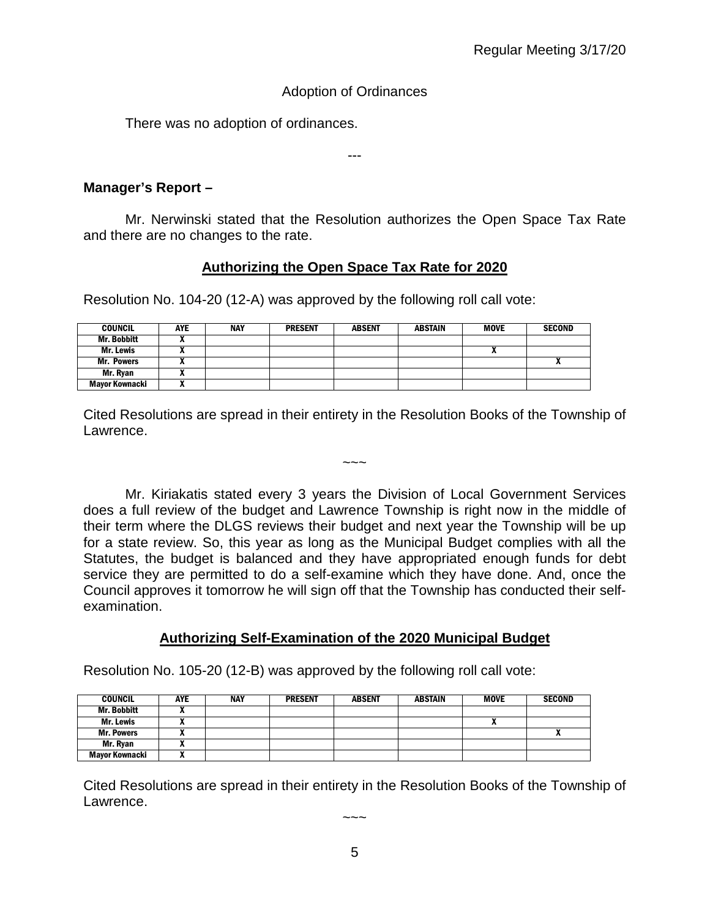Adoption of Ordinances

There was no adoption of ordinances.

---

**Manager's Report –**

Mr. Nerwinski stated that the Resolution authorizes the Open Space Tax Rate and there are no changes to the rate.

**Authorizing the Open Space Tax Rate for 2020**

Resolution No. 104-20 (12-A) was approved by the following roll call vote:

| COUNCIL | AYE | NAY | PRESENT | ABSENT | ABSTAIN | MOVE | SECOND |
|---|---|---|---|---|---|---|---|
| Mr. Bobbitt | X | | | | | | |
| Mr. Lewis | X | | | | | X | |
| Mr. Powers | X | | | | | | X |
| Mr. Ryan | X | | | | | | |
| Mayor Kownacki | X | | | | | | |

Cited Resolutions are spread in their entirety in the Resolution Books of the Township of Lawrence.

~~~

Mr. Kiriakatis stated every 3 years the Division of Local Government Services does a full review of the budget and Lawrence Township is right now in the middle of their term where the DLGS reviews their budget and next year the Township will be up for a state review. So, this year as long as the Municipal Budget complies with all the Statutes, the budget is balanced and they have appropriated enough funds for debt service they are permitted to do a self-examine which they have done. And, once the Council approves it tomorrow he will sign off that the Township has conducted their self-examination.

**Authorizing Self-Examination of the 2020 Municipal Budget**

Resolution No. 105-20 (12-B) was approved by the following roll call vote:

| COUNCIL | AYE | NAY | PRESENT | ABSENT | ABSTAIN | MOVE | SECOND |
|---|---|---|---|---|---|---|---|
| Mr. Bobbitt | X | | | | | | |
| Mr. Lewis | X | | | | | X | |
| Mr. Powers | X | | | | | | X |
| Mr. Ryan | X | | | | | | |
| Mayor Kownacki | X | | | | | | |

Cited Resolutions are spread in their entirety in the Resolution Books of the Township of Lawrence.

~~~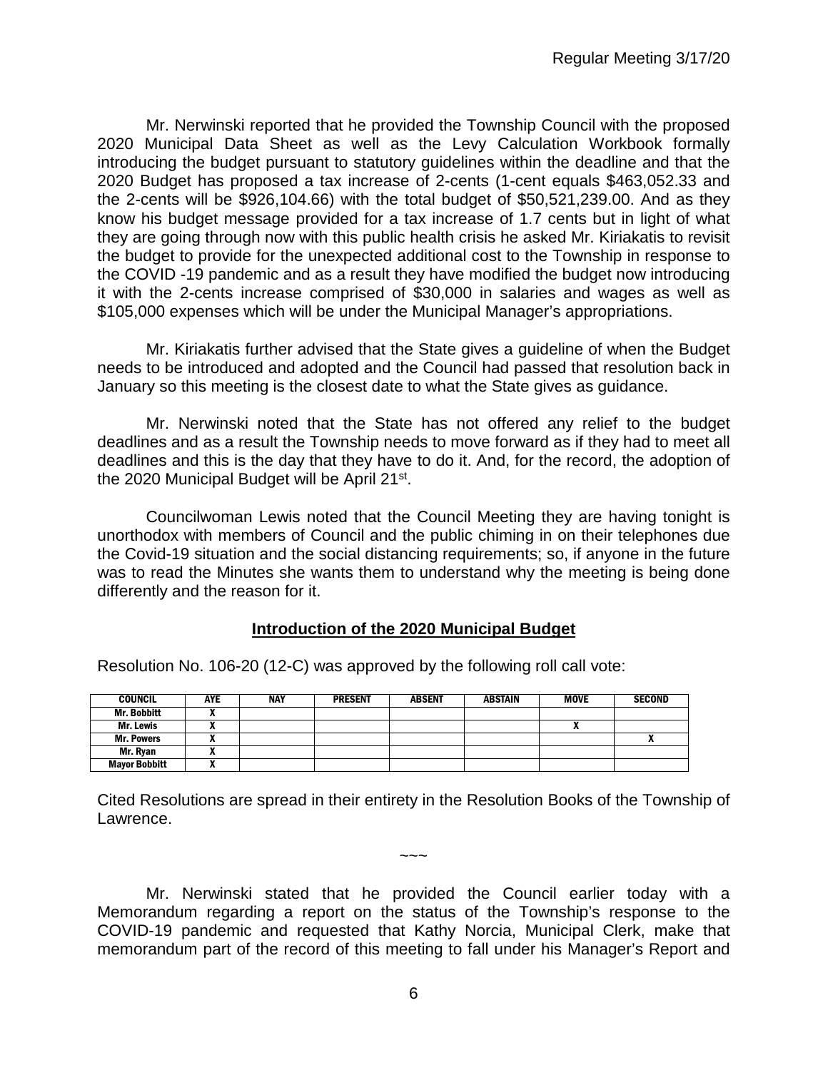Mr. Nerwinski reported that he provided the Township Council with the proposed 2020 Municipal Data Sheet as well as the Levy Calculation Workbook formally introducing the budget pursuant to statutory guidelines within the deadline and that the 2020 Budget has proposed a tax increase of 2-cents (1-cent equals $463,052.33 and the 2-cents will be $926,104.66) with the total budget of $50,521,239.00. And as they know his budget message provided for a tax increase of 1.7 cents but in light of what they are going through now with this public health crisis he asked Mr. Kiriakatis to revisit the budget to provide for the unexpected additional cost to the Township in response to the COVID -19 pandemic and as a result they have modified the budget now introducing it with the 2-cents increase comprised of $30,000 in salaries and wages as well as $105,000 expenses which will be under the Municipal Manager's appropriations.

Mr. Kiriakatis further advised that the State gives a guideline of when the Budget needs to be introduced and adopted and the Council had passed that resolution back in January so this meeting is the closest date to what the State gives as guidance.

Mr. Nerwinski noted that the State has not offered any relief to the budget deadlines and as a result the Township needs to move forward as if they had to meet all deadlines and this is the day that they have to do it. And, for the record, the adoption of the 2020 Municipal Budget will be April 21st.

Councilwoman Lewis noted that the Council Meeting they are having tonight is unorthodox with members of Council and the public chiming in on their telephones due the Covid-19 situation and the social distancing requirements; so, if anyone in the future was to read the Minutes she wants them to understand why the meeting is being done differently and the reason for it.

## Introduction of the 2020 Municipal Budget

Resolution No. 106-20 (12-C) was approved by the following roll call vote:

| COUNCIL | AYE | NAY | PRESENT | ABSENT | ABSTAIN | MOVE | SECOND |
|---|---|---|---|---|---|---|---|
| Mr. Bobbitt | X | | | | | | |
| Mr. Lewis | X | | | | | X | |
| Mr. Powers | X | | | | | | X |
| Mr. Ryan | X | | | | | | |
| Mayor Bobbitt | X | | | | | | |

Cited Resolutions are spread in their entirety in the Resolution Books of the Township of Lawrence.

~~~

Mr. Nerwinski stated that he provided the Council earlier today with a Memorandum regarding a report on the status of the Township's response to the COVID-19 pandemic and requested that Kathy Norcia, Municipal Clerk, make that memorandum part of the record of this meeting to fall under his Manager's Report and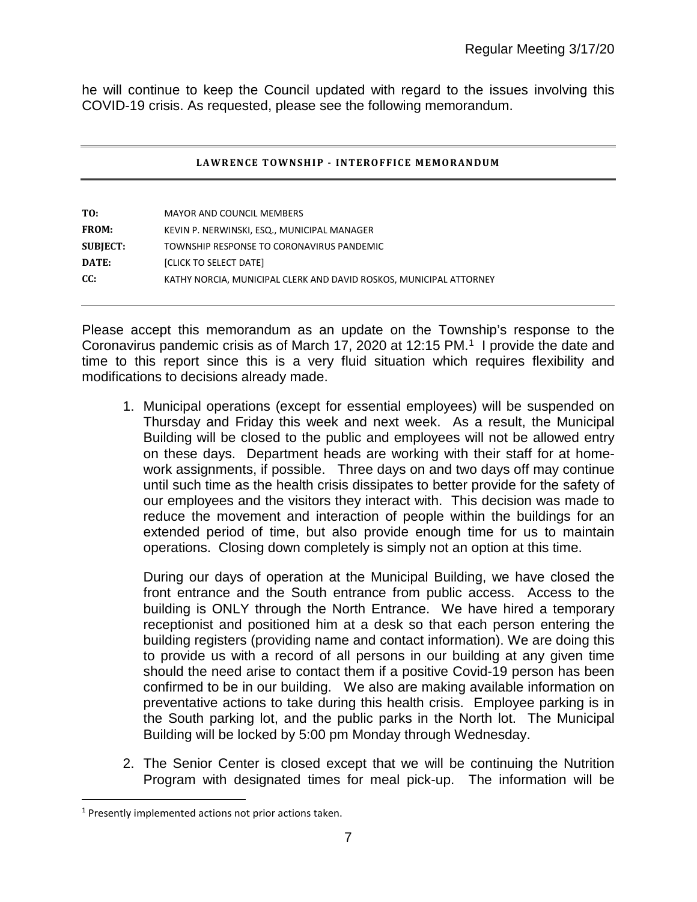he will continue to keep the Council updated with regard to the issues involving this COVID-19 crisis. As requested, please see the following memorandum.

---

**LAWRENCE TOWNSHIP - INTEROFFICE MEMORANDUM**

---

**TO:** MAYOR AND COUNCIL MEMBERS

**FROM:** KEVIN P. NERWINSKI, ESQ., MUNICIPAL MANAGER

**SUBJECT:** TOWNSHIP RESPONSE TO CORONAVIRUS PANDEMIC

**DATE:** [CLICK TO SELECT DATE]

**CC:** KATHY NORCIA, MUNICIPAL CLERK AND DAVID ROSKOS, MUNICIPAL ATTORNEY

---

Please accept this memorandum as an update on the Township's response to the Coronavirus pandemic crisis as of March 17, 2020 at 12:15 PM.[1] I provide the date and time to this report since this is a very fluid situation which requires flexibility and modifications to decisions already made.

1. Municipal operations (except for essential employees) will be suspended on Thursday and Friday this week and next week. As a result, the Municipal Building will be closed to the public and employees will not be allowed entry on these days. Department heads are working with their staff for at home-work assignments, if possible. Three days on and two days off may continue until such time as the health crisis dissipates to better provide for the safety of our employees and the visitors they interact with. This decision was made to reduce the movement and interaction of people within the buildings for an extended period of time, but also provide enough time for us to maintain operations. Closing down completely is simply not an option at this time.

   During our days of operation at the Municipal Building, we have closed the front entrance and the South entrance from public access. Access to the building is ONLY through the North Entrance. We have hired a temporary receptionist and positioned him at a desk so that each person entering the building registers (providing name and contact information). We are doing this to provide us with a record of all persons in our building at any given time should the need arise to contact them if a positive Covid-19 person has been confirmed to be in our building. We also are making available information on preventative actions to take during this health crisis. Employee parking is in the South parking lot, and the public parks in the North lot. The Municipal Building will be locked by 5:00 pm Monday through Wednesday.

2. The Senior Center is closed except that we will be continuing the Nutrition Program with designated times for meal pick-up. The information will be

[1] Presently implemented actions not prior actions taken.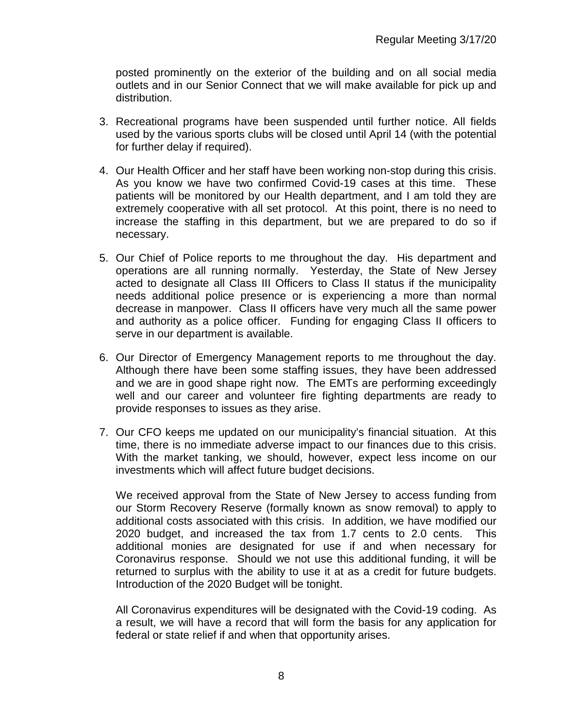posted prominently on the exterior of the building and on all social media outlets and in our Senior Connect that we will make available for pick up and distribution.

3. Recreational programs have been suspended until further notice. All fields used by the various sports clubs will be closed until April 14 (with the potential for further delay if required).

4. Our Health Officer and her staff have been working non-stop during this crisis. As you know we have two confirmed Covid-19 cases at this time. These patients will be monitored by our Health department, and I am told they are extremely cooperative with all set protocol. At this point, there is no need to increase the staffing in this department, but we are prepared to do so if necessary.

5. Our Chief of Police reports to me throughout the day. His department and operations are all running normally. Yesterday, the State of New Jersey acted to designate all Class III Officers to Class II status if the municipality needs additional police presence or is experiencing a more than normal decrease in manpower. Class II officers have very much all the same power and authority as a police officer. Funding for engaging Class II officers to serve in our department is available.

6. Our Director of Emergency Management reports to me throughout the day. Although there have been some staffing issues, they have been addressed and we are in good shape right now. The EMTs are performing exceedingly well and our career and volunteer fire fighting departments are ready to provide responses to issues as they arise.

7. Our CFO keeps me updated on our municipality's financial situation. At this time, there is no immediate adverse impact to our finances due to this crisis. With the market tanking, we should, however, expect less income on our investments which will affect future budget decisions.

   We received approval from the State of New Jersey to access funding from our Storm Recovery Reserve (formally known as snow removal) to apply to additional costs associated with this crisis. In addition, we have modified our 2020 budget, and increased the tax from 1.7 cents to 2.0 cents. This additional monies are designated for use if and when necessary for Coronavirus response. Should we not use this additional funding, it will be returned to surplus with the ability to use it at as a credit for future budgets. Introduction of the 2020 Budget will be tonight.

   All Coronavirus expenditures will be designated with the Covid-19 coding. As a result, we will have a record that will form the basis for any application for federal or state relief if and when that opportunity arises.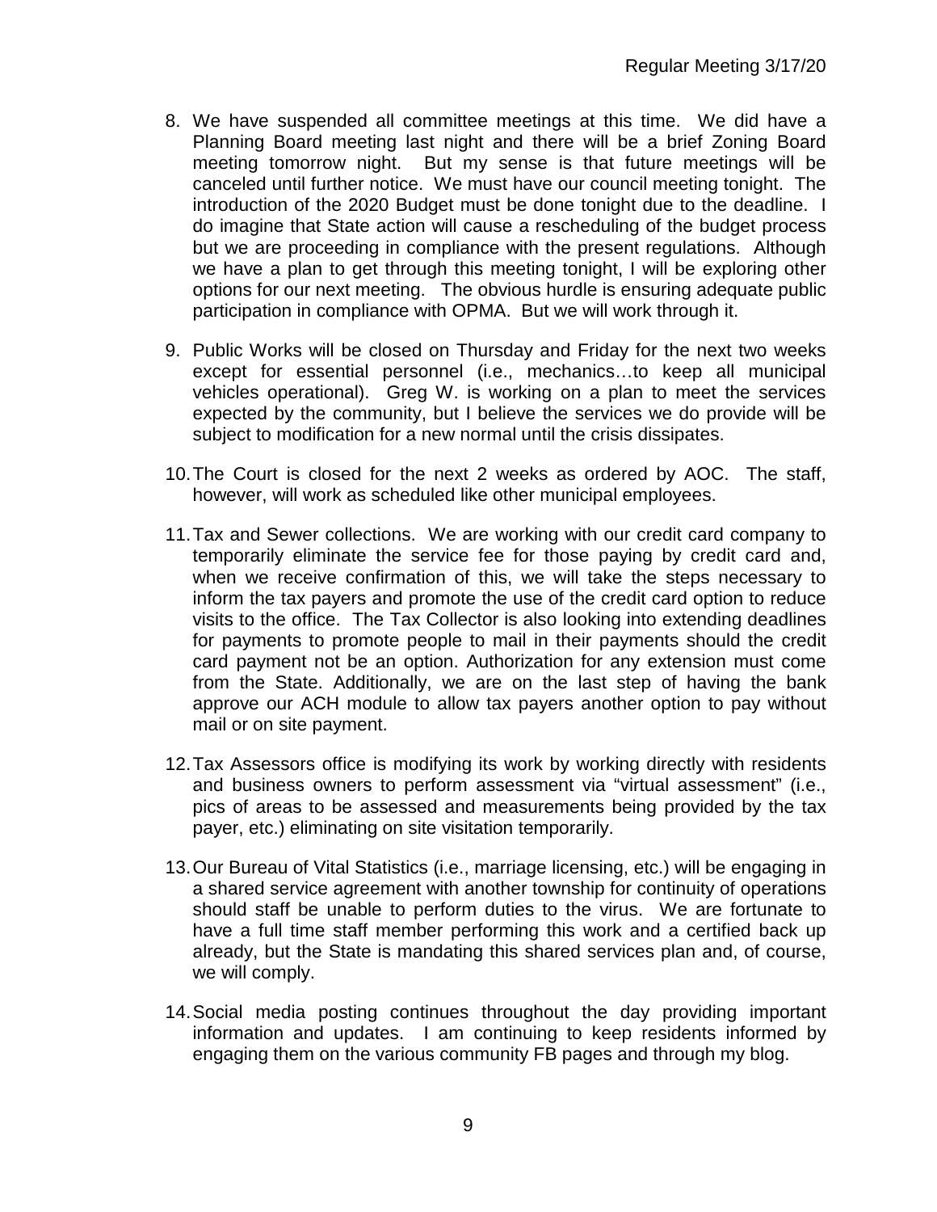8. We have suspended all committee meetings at this time. We did have a Planning Board meeting last night and there will be a brief Zoning Board meeting tomorrow night. But my sense is that future meetings will be canceled until further notice. We must have our council meeting tonight. The introduction of the 2020 Budget must be done tonight due to the deadline. I do imagine that State action will cause a rescheduling of the budget process but we are proceeding in compliance with the present regulations. Although we have a plan to get through this meeting tonight, I will be exploring other options for our next meeting. The obvious hurdle is ensuring adequate public participation in compliance with OPMA. But we will work through it.

9. Public Works will be closed on Thursday and Friday for the next two weeks except for essential personnel (i.e., mechanics…to keep all municipal vehicles operational). Greg W. is working on a plan to meet the services expected by the community, but I believe the services we do provide will be subject to modification for a new normal until the crisis dissipates.

10. The Court is closed for the next 2 weeks as ordered by AOC. The staff, however, will work as scheduled like other municipal employees.

11. Tax and Sewer collections. We are working with our credit card company to temporarily eliminate the service fee for those paying by credit card and, when we receive confirmation of this, we will take the steps necessary to inform the tax payers and promote the use of the credit card option to reduce visits to the office. The Tax Collector is also looking into extending deadlines for payments to promote people to mail in their payments should the credit card payment not be an option. Authorization for any extension must come from the State. Additionally, we are on the last step of having the bank approve our ACH module to allow tax payers another option to pay without mail or on site payment.

12. Tax Assessors office is modifying its work by working directly with residents and business owners to perform assessment via "virtual assessment" (i.e., pics of areas to be assessed and measurements being provided by the tax payer, etc.) eliminating on site visitation temporarily.

13. Our Bureau of Vital Statistics (i.e., marriage licensing, etc.) will be engaging in a shared service agreement with another township for continuity of operations should staff be unable to perform duties to the virus. We are fortunate to have a full time staff member performing this work and a certified back up already, but the State is mandating this shared services plan and, of course, we will comply.

14. Social media posting continues throughout the day providing important information and updates. I am continuing to keep residents informed by engaging them on the various community FB pages and through my blog.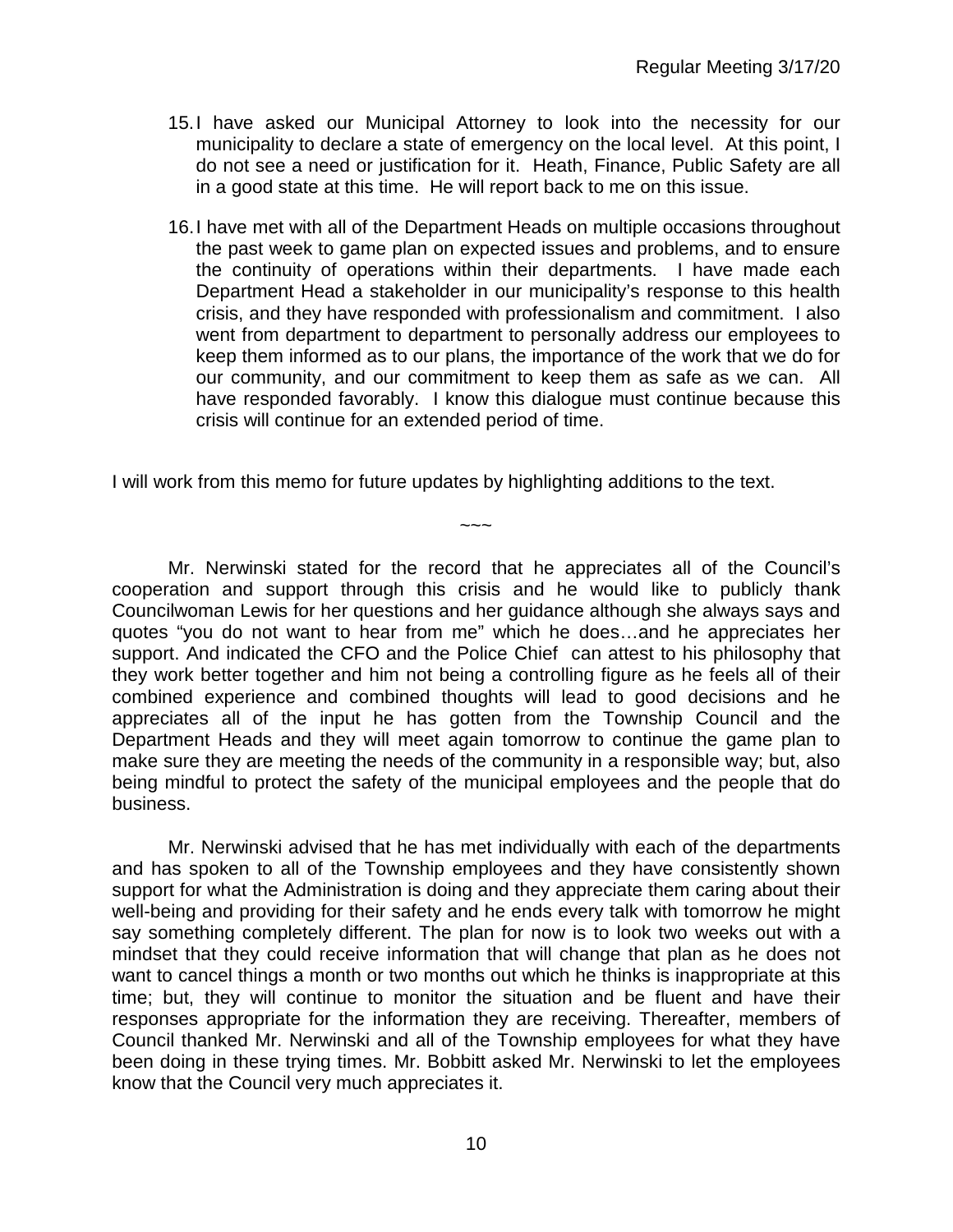15. I have asked our Municipal Attorney to look into the necessity for our municipality to declare a state of emergency on the local level. At this point, I do not see a need or justification for it. Heath, Finance, Public Safety are all in a good state at this time. He will report back to me on this issue.

16. I have met with all of the Department Heads on multiple occasions throughout the past week to game plan on expected issues and problems, and to ensure the continuity of operations within their departments. I have made each Department Head a stakeholder in our municipality's response to this health crisis, and they have responded with professionalism and commitment. I also went from department to department to personally address our employees to keep them informed as to our plans, the importance of the work that we do for our community, and our commitment to keep them as safe as we can. All have responded favorably. I know this dialogue must continue because this crisis will continue for an extended period of time.

I will work from this memo for future updates by highlighting additions to the text.

~~~

Mr. Nerwinski stated for the record that he appreciates all of the Council's cooperation and support through this crisis and he would like to publicly thank Councilwoman Lewis for her questions and her guidance although she always says and quotes "you do not want to hear from me" which he does…and he appreciates her support. And indicated the CFO and the Police Chief can attest to his philosophy that they work better together and him not being a controlling figure as he feels all of their combined experience and combined thoughts will lead to good decisions and he appreciates all of the input he has gotten from the Township Council and the Department Heads and they will meet again tomorrow to continue the game plan to make sure they are meeting the needs of the community in a responsible way; but, also being mindful to protect the safety of the municipal employees and the people that do business.

Mr. Nerwinski advised that he has met individually with each of the departments and has spoken to all of the Township employees and they have consistently shown support for what the Administration is doing and they appreciate them caring about their well-being and providing for their safety and he ends every talk with tomorrow he might say something completely different. The plan for now is to look two weeks out with a mindset that they could receive information that will change that plan as he does not want to cancel things a month or two months out which he thinks is inappropriate at this time; but, they will continue to monitor the situation and be fluent and have their responses appropriate for the information they are receiving. Thereafter, members of Council thanked Mr. Nerwinski and all of the Township employees for what they have been doing in these trying times. Mr. Bobbitt asked Mr. Nerwinski to let the employees know that the Council very much appreciates it.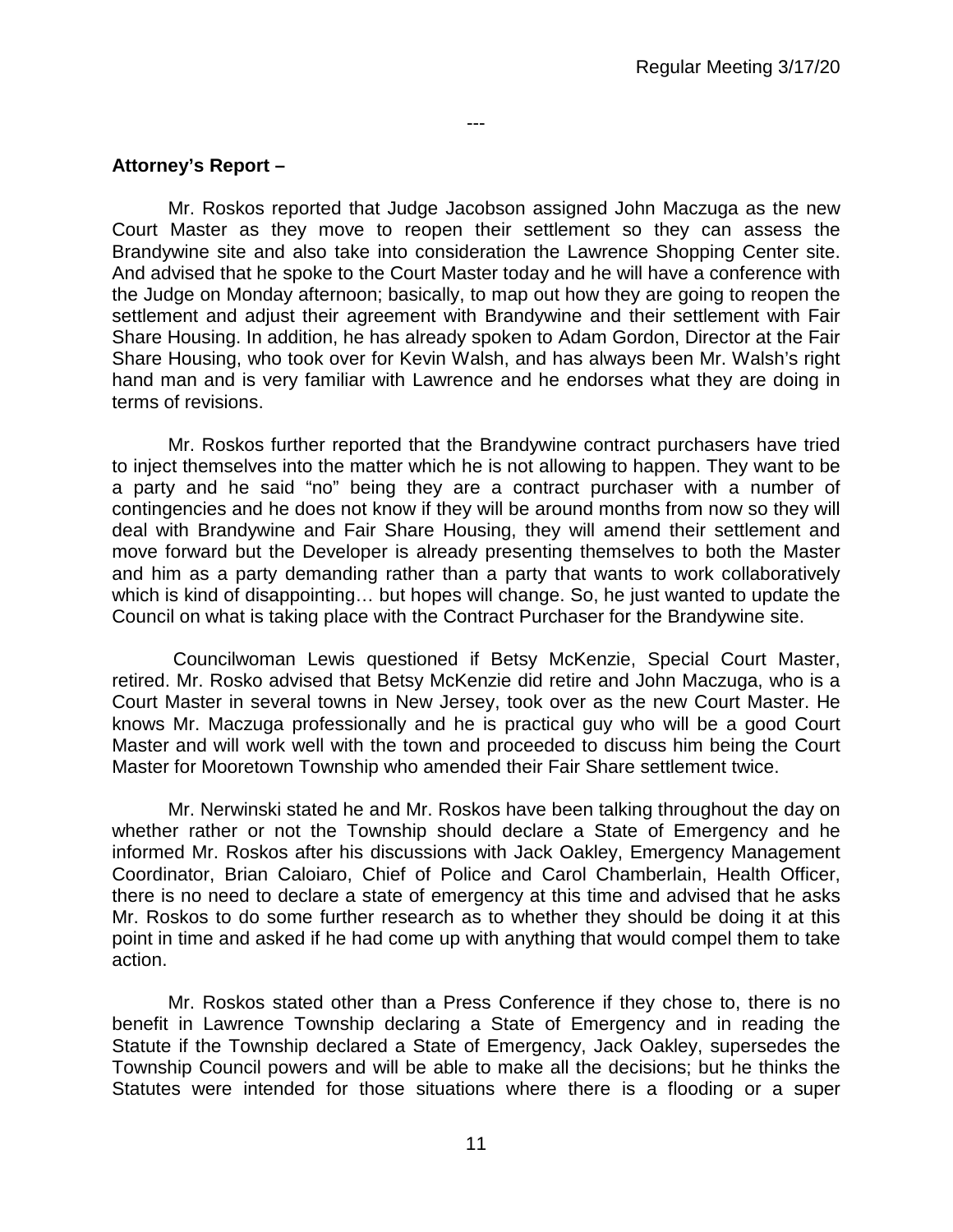---

**Attorney's Report –**

Mr. Roskos reported that Judge Jacobson assigned John Maczuga as the new Court Master as they move to reopen their settlement so they can assess the Brandywine site and also take into consideration the Lawrence Shopping Center site. And advised that he spoke to the Court Master today and he will have a conference with the Judge on Monday afternoon; basically, to map out how they are going to reopen the settlement and adjust their agreement with Brandywine and their settlement with Fair Share Housing. In addition, he has already spoken to Adam Gordon, Director at the Fair Share Housing, who took over for Kevin Walsh, and has always been Mr. Walsh's right hand man and is very familiar with Lawrence and he endorses what they are doing in terms of revisions.

Mr. Roskos further reported that the Brandywine contract purchasers have tried to inject themselves into the matter which he is not allowing to happen. They want to be a party and he said "no" being they are a contract purchaser with a number of contingencies and he does not know if they will be around months from now so they will deal with Brandywine and Fair Share Housing, they will amend their settlement and move forward but the Developer is already presenting themselves to both the Master and him as a party demanding rather than a party that wants to work collaboratively which is kind of disappointing… but hopes will change. So, he just wanted to update the Council on what is taking place with the Contract Purchaser for the Brandywine site.

Councilwoman Lewis questioned if Betsy McKenzie, Special Court Master, retired. Mr. Rosko advised that Betsy McKenzie did retire and John Maczuga, who is a Court Master in several towns in New Jersey, took over as the new Court Master. He knows Mr. Maczuga professionally and he is practical guy who will be a good Court Master and will work well with the town and proceeded to discuss him being the Court Master for Mooretown Township who amended their Fair Share settlement twice.

Mr. Nerwinski stated he and Mr. Roskos have been talking throughout the day on whether rather or not the Township should declare a State of Emergency and he informed Mr. Roskos after his discussions with Jack Oakley, Emergency Management Coordinator, Brian Caloiaro, Chief of Police and Carol Chamberlain, Health Officer, there is no need to declare a state of emergency at this time and advised that he asks Mr. Roskos to do some further research as to whether they should be doing it at this point in time and asked if he had come up with anything that would compel them to take action.

Mr. Roskos stated other than a Press Conference if they chose to, there is no benefit in Lawrence Township declaring a State of Emergency and in reading the Statute if the Township declared a State of Emergency, Jack Oakley, supersedes the Township Council powers and will be able to make all the decisions; but he thinks the Statutes were intended for those situations where there is a flooding or a super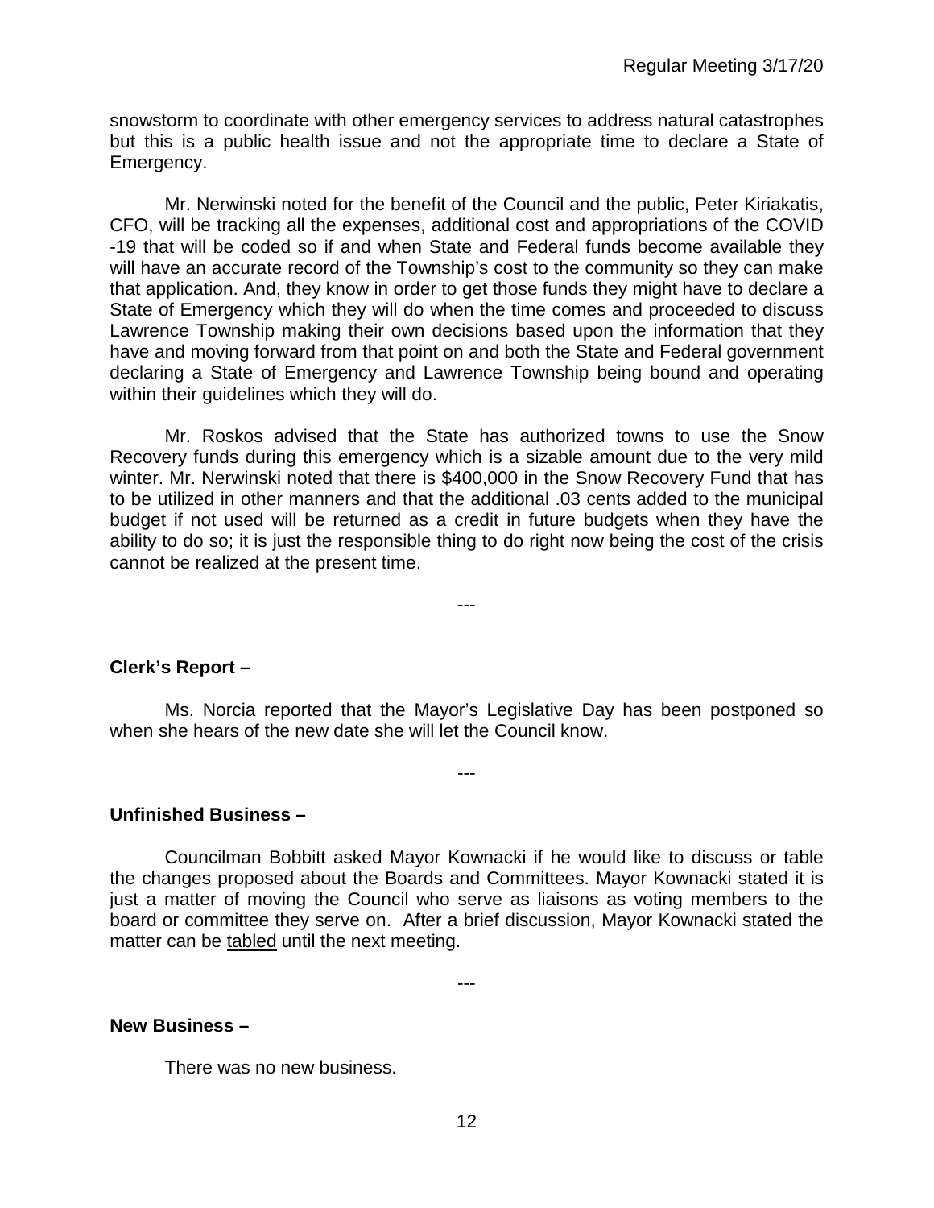snowstorm to coordinate with other emergency services to address natural catastrophes but this is a public health issue and not the appropriate time to declare a State of Emergency.

Mr. Nerwinski noted for the benefit of the Council and the public, Peter Kiriakatis, CFO, will be tracking all the expenses, additional cost and appropriations of the COVID -19 that will be coded so if and when State and Federal funds become available they will have an accurate record of the Township's cost to the community so they can make that application. And, they know in order to get those funds they might have to declare a State of Emergency which they will do when the time comes and proceeded to discuss Lawrence Township making their own decisions based upon the information that they have and moving forward from that point on and both the State and Federal government declaring a State of Emergency and Lawrence Township being bound and operating within their guidelines which they will do.

Mr. Roskos advised that the State has authorized towns to use the Snow Recovery funds during this emergency which is a sizable amount due to the very mild winter. Mr. Nerwinski noted that there is $400,000 in the Snow Recovery Fund that has to be utilized in other manners and that the additional .03 cents added to the municipal budget if not used will be returned as a credit in future budgets when they have the ability to do so; it is just the responsible thing to do right now being the cost of the crisis cannot be realized at the present time.

---

**Clerk's Report –**

Ms. Norcia reported that the Mayor's Legislative Day has been postponed so when she hears of the new date she will let the Council know.

---

**Unfinished Business –**

Councilman Bobbitt asked Mayor Kownacki if he would like to discuss or table the changes proposed about the Boards and Committees. Mayor Kownacki stated it is just a matter of moving the Council who serve as liaisons as voting members to the board or committee they serve on. After a brief discussion, Mayor Kownacki stated the matter can be <u>tabled</u> until the next meeting.

---

**New Business –**

There was no new business.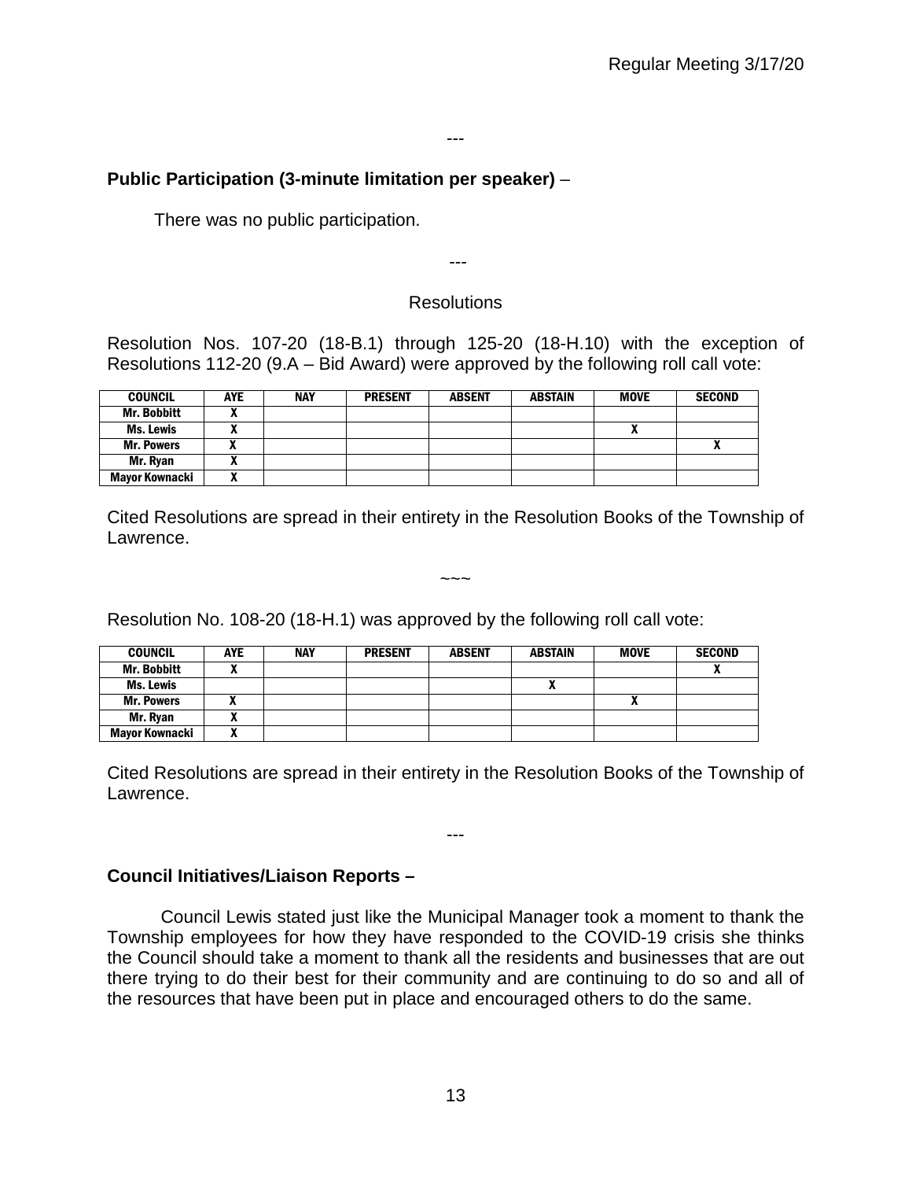---

**Public Participation (3-minute limitation per speaker)** –

There was no public participation.

---

Resolutions

Resolution Nos. 107-20 (18-B.1) through 125-20 (18-H.10) with the exception of Resolutions 112-20 (9.A – Bid Award) were approved by the following roll call vote:

| COUNCIL | AYE | NAY | PRESENT | ABSENT | ABSTAIN | MOVE | SECOND |
|---|---|---|---|---|---|---|---|
| Mr. Bobbitt | X | | | | | | |
| Ms. Lewis | X | | | | | X | |
| Mr. Powers | X | | | | | | X |
| Mr. Ryan | X | | | | | | |
| Mayor Kownacki | X | | | | | | |

Cited Resolutions are spread in their entirety in the Resolution Books of the Township of Lawrence.

~~~

Resolution No. 108-20 (18-H.1) was approved by the following roll call vote:

| COUNCIL | AYE | NAY | PRESENT | ABSENT | ABSTAIN | MOVE | SECOND |
|---|---|---|---|---|---|---|---|
| Mr. Bobbitt | X | | | | | | X |
| Ms. Lewis | | | | | X | | |
| Mr. Powers | X | | | | | X | |
| Mr. Ryan | X | | | | | | |
| Mayor Kownacki | X | | | | | | |

Cited Resolutions are spread in their entirety in the Resolution Books of the Township of Lawrence.

---

**Council Initiatives/Liaison Reports –**

Council Lewis stated just like the Municipal Manager took a moment to thank the Township employees for how they have responded to the COVID-19 crisis she thinks the Council should take a moment to thank all the residents and businesses that are out there trying to do their best for their community and are continuing to do so and all of the resources that have been put in place and encouraged others to do the same.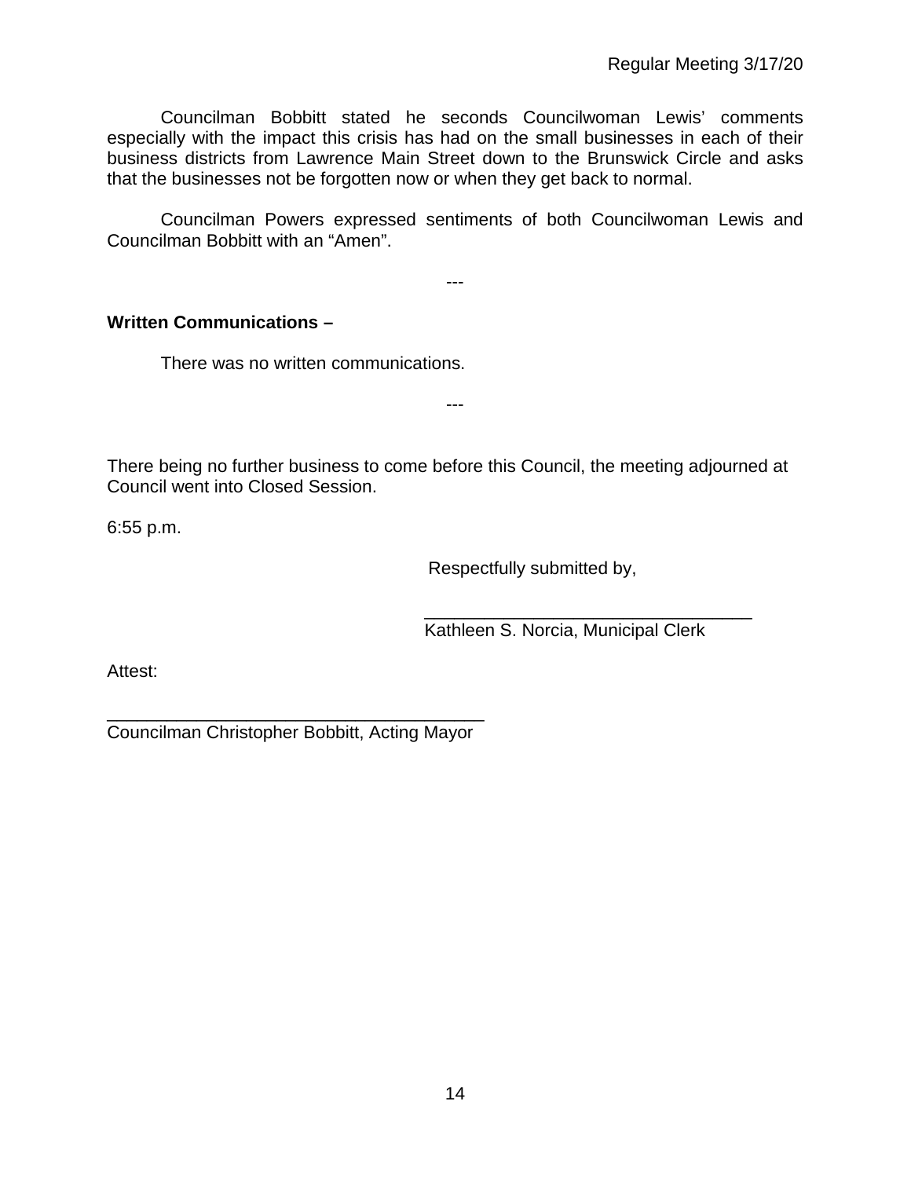Councilman Bobbitt stated he seconds Councilwoman Lewis' comments especially with the impact this crisis has had on the small businesses in each of their business districts from Lawrence Main Street down to the Brunswick Circle and asks that the businesses not be forgotten now or when they get back to normal.

Councilman Powers expressed sentiments of both Councilwoman Lewis and Councilman Bobbitt with an "Amen".

---

**Written Communications –**

There was no written communications.

---

There being no further business to come before this Council, the meeting adjourned at Council went into Closed Session.

6:55 p.m.

Respectfully submitted by,

\_\_\_\_\_\_\_\_\_\_\_\_\_\_\_\_\_\_\_\_\_\_\_\_\_\_\_\_\_\_\_\_\_\_

Kathleen S. Norcia, Municipal Clerk

Attest:

\_\_\_\_\_\_\_\_\_\_\_\_\_\_\_\_\_\_\_\_\_\_\_\_\_\_\_\_\_\_\_\_\_\_\_\_\_\_

Councilman Christopher Bobbitt, Acting Mayor